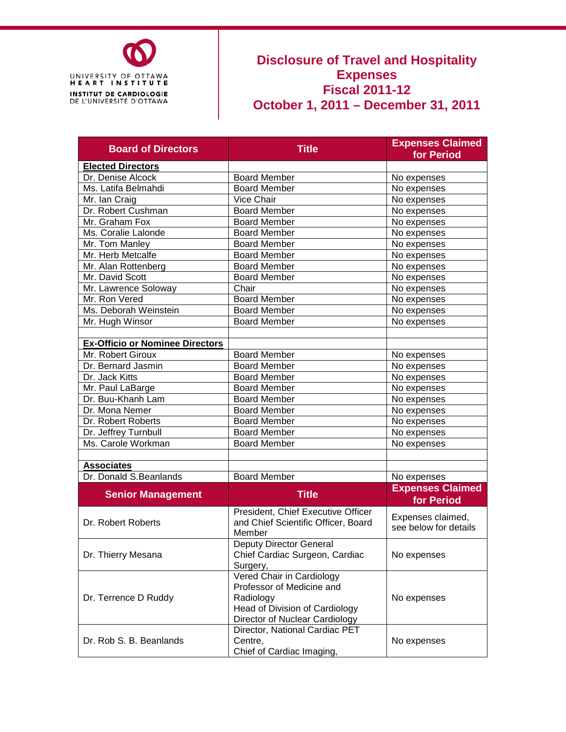UNIVERSITY OF OTTAWA
HEART INSTITUTE
INSTITUT DE CARDIOLOGIE
DE L'UNIVERSITÉ D'OTTAWA

# Disclosure of Travel and Hospitality Expenses
# Fiscal 2011-12
# October 1, 2011 – December 31, 2011

| Board of Directors | Title | Expenses Claimed for Period |
|---|---|---|
| **Elected Directors** | | |
| Dr. Denise Alcock | Board Member | No expenses |
| Ms. Latifa Belmahdi | Board Member | No expenses |
| Mr. Ian Craig | Vice Chair | No expenses |
| Dr. Robert Cushman | Board Member | No expenses |
| Mr. Graham Fox | Board Member | No expenses |
| Ms. Coralie Lalonde | Board Member | No expenses |
| Mr. Tom Manley | Board Member | No expenses |
| Mr. Herb Metcalfe | Board Member | No expenses |
| Mr. Alan Rottenberg | Board Member | No expenses |
| Mr. David Scott | Board Member | No expenses |
| Mr. Lawrence Soloway | Chair | No expenses |
| Mr. Ron Vered | Board Member | No expenses |
| Ms. Deborah Weinstein | Board Member | No expenses |
| Mr. Hugh Winsor | Board Member | No expenses |
| | | |
| **Ex-Officio or Nominee Directors** | | |
| Mr. Robert Giroux | Board Member | No expenses |
| Dr. Bernard Jasmin | Board Member | No expenses |
| Dr. Jack Kitts | Board Member | No expenses |
| Mr. Paul LaBarge | Board Member | No expenses |
| Dr. Buu-Khanh Lam | Board Member | No expenses |
| Dr. Mona Nemer | Board Member | No expenses |
| Dr. Robert Roberts | Board Member | No expenses |
| Dr. Jeffrey Turnbull | Board Member | No expenses |
| Ms. Carole Workman | Board Member | No expenses |
| | | |
| **Associates** | | |
| Dr. Donald S.Beanlands | Board Member | No expenses |

| Senior Management | Title | Expenses Claimed for Period |
|---|---|---|
| Dr. Robert Roberts | President, Chief Executive Officer and Chief Scientific Officer, Board Member | Expenses claimed, see below for details |
| Dr. Thierry Mesana | Deputy Director General<br>Chief Cardiac Surgeon, Cardiac Surgery, | No expenses |
| Dr. Terrence D Ruddy | Vered Chair in Cardiology<br>Professor of Medicine and Radiology<br>Head of Division of Cardiology<br>Director of Nuclear Cardiology | No expenses |
| Dr. Rob S. B. Beanlands | Director, National Cardiac PET Centre,<br>Chief of Cardiac Imaging, | No expenses |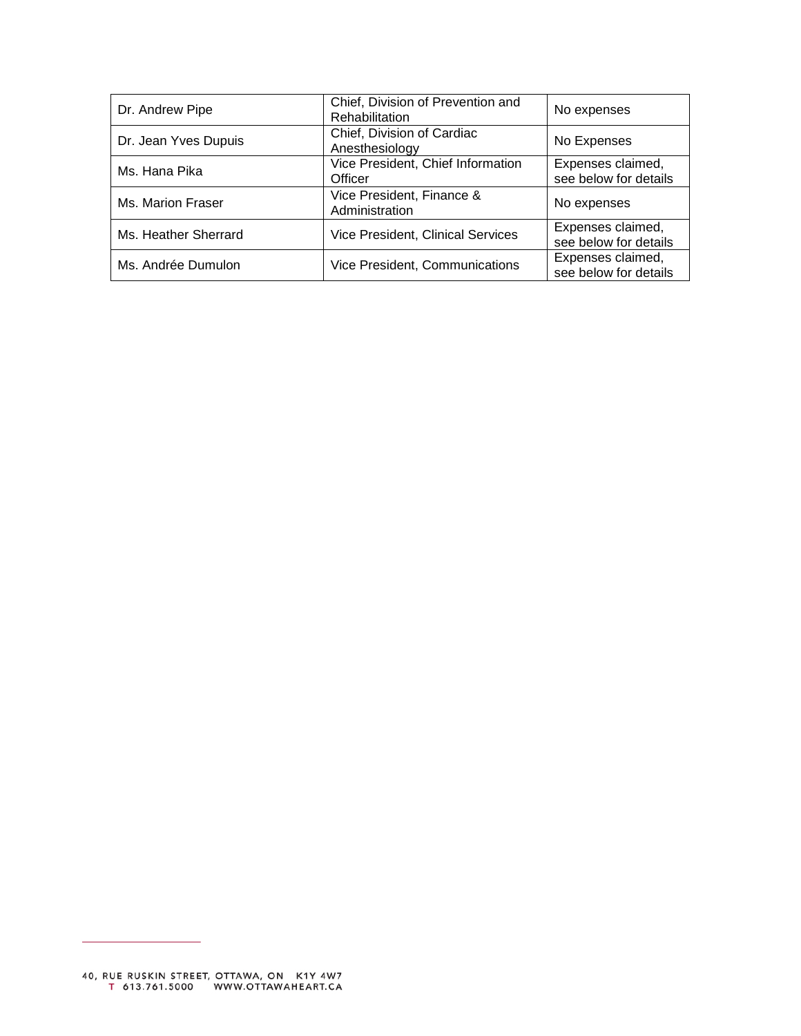| | | |
|---|---|---|
| Dr. Andrew Pipe | Chief, Division of Prevention and Rehabilitation | No expenses |
| Dr. Jean Yves Dupuis | Chief, Division of Cardiac Anesthesiology | No Expenses |
| Ms. Hana Pika | Vice President, Chief Information Officer | Expenses claimed, see below for details |
| Ms. Marion Fraser | Vice President, Finance & Administration | No expenses |
| Ms. Heather Sherrard | Vice President, Clinical Services | Expenses claimed, see below for details |
| Ms. Andrée Dumulon | Vice President, Communications | Expenses claimed, see below for details |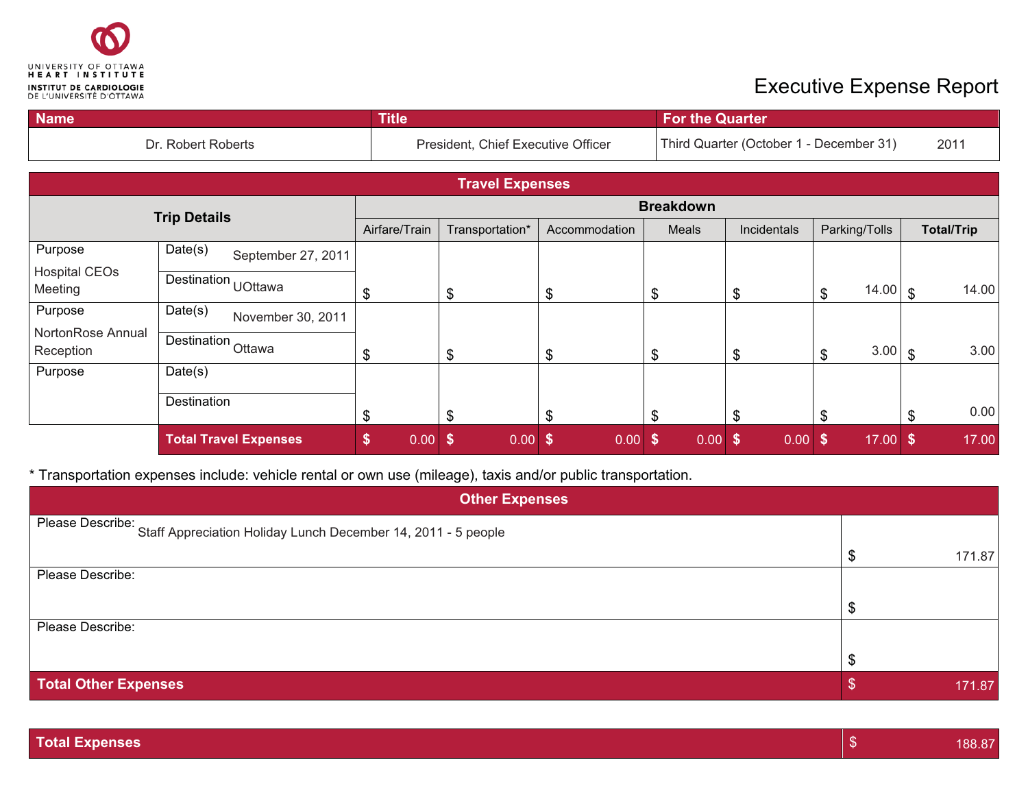UNIVERSITY OF OTTAWA HEART INSTITUTE
INSTITUT DE CARDIOLOGIE DE L'UNIVERSITÉ D'OTTAWA

# Executive Expense Report

| Name | Title | For the Quarter |
|---|---|---|
| Dr. Robert Roberts | President, Chief Executive Officer | Third Quarter (October 1 - December 31) 2011 |

## Travel Expenses

| Trip Details | | Breakdown | | | | | | |
|---|---|---|---|---|---|---|---|---|
| | | Airfare/Train | Transportation* | Accommodation | Meals | Incidentals | Parking/Tolls | Total/Trip |
| Purpose: Hospital CEOs Meeting | Date(s): September 27, 2011<br>Destination: UOttawa | $ | $ | $ | $ | $ | $ 14.00 | $ 14.00 |
| Purpose: NortonRose Annual Reception | Date(s): November 30, 2011<br>Destination: Ottawa | $ | $ | $ | $ | $ | $ 3.00 | $ 3.00 |
| Purpose: | Date(s):<br>Destination: | $ | $ | $ | $ | $ | $ | $ 0.00 |
| | **Total Travel Expenses** | **$ 0.00** | **$ 0.00** | **$ 0.00** | **$ 0.00** | **$ 0.00** | **$ 17.00** | **$ 17.00** |

\* Transportation expenses include: vehicle rental or own use (mileage), taxis and/or public transportation.

## Other Expenses

| Description | Amount |
|---|---|
| Please Describe: Staff Appreciation Holiday Lunch December 14, 2011 - 5 people | $ 171.87 |
| Please Describe: | $ |
| Please Describe: | $ |
| **Total Other Expenses** | **$ 171.87** |

| **Total Expenses** | **$ 188.87** |
|---|---|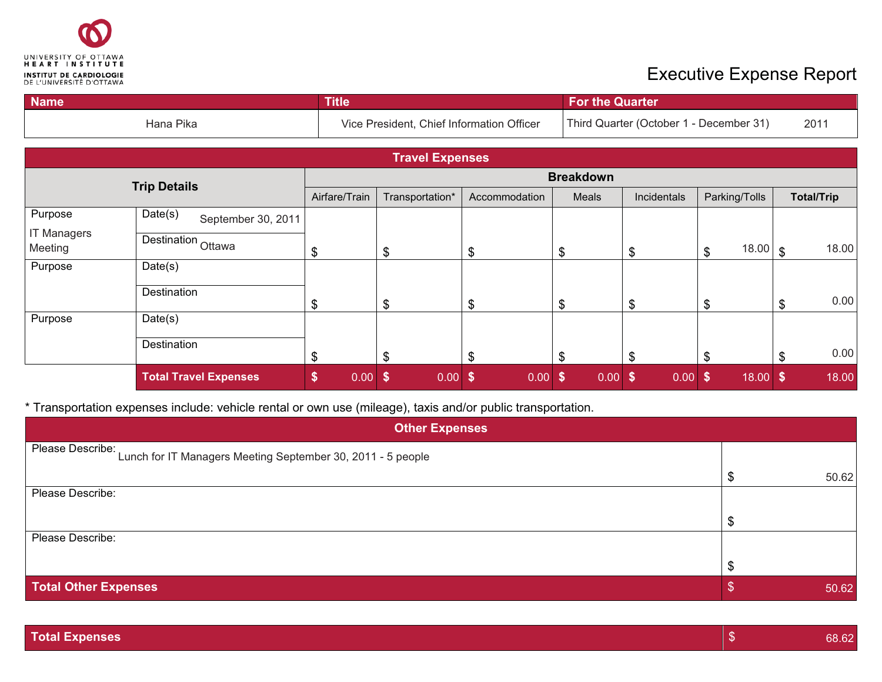UNIVERSITY OF OTTAWA
HEART INSTITUTE
INSTITUT DE CARDIOLOGIE
DE L'UNIVERSITÉ D'OTTAWA

# Executive Expense Report

| Name | Title | For the Quarter |
|---|---|---|
| Hana Pika | Vice President, Chief Information Officer | Third Quarter (October 1 - December 31) 2011 |

## Travel Expenses

| Trip Details | | Breakdown | | | | | | |
|---|---|---|---|---|---|---|---|---|
| | | Airfare/Train | Transportation* | Accommodation | Meals | Incidentals | Parking/Tolls | Total/Trip |
| Purpose: IT Managers Meeting | Date(s): September 30, 2011<br>Destination: Ottawa | $ | $ | $ | $ | $ | $ 18.00 | $ 18.00 |
| Purpose: | Date(s):<br>Destination: | $ | $ | $ | $ | $ | $ | $ 0.00 |
| Purpose: | Date(s):<br>Destination: | $ | $ | $ | $ | $ | $ | $ 0.00 |
| | **Total Travel Expenses** | **$ 0.00** | **$ 0.00** | **$ 0.00** | **$ 0.00** | **$ 0.00** | **$ 18.00** | **$ 18.00** |

* Transportation expenses include: vehicle rental or own use (mileage), taxis and/or public transportation.

## Other Expenses

| Description | Amount |
|---|---|
| Please Describe: Lunch for IT Managers Meeting September 30, 2011 - 5 people | $ 50.62 |
| Please Describe: | $ |
| Please Describe: | $ |
| **Total Other Expenses** | $ 50.62 |

| **Total Expenses** | $ 68.62 |
|---|---|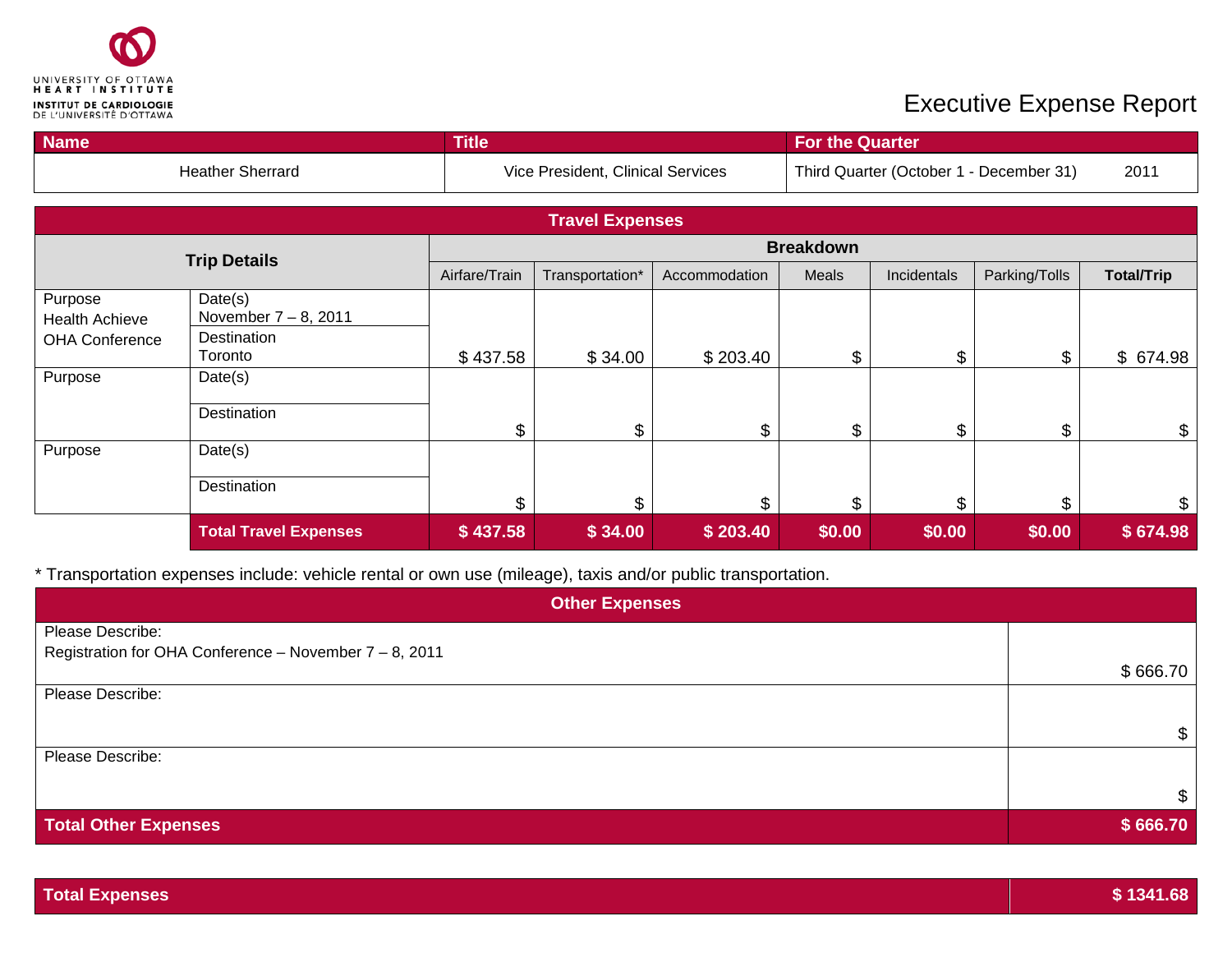UNIVERSITY OF OTTAWA HEART INSTITUTE
INSTITUT DE CARDIOLOGIE DE L'UNIVERSITÉ D'OTTAWA

# Executive Expense Report

| Name | Title | For the Quarter |
|---|---|---|
| Heather Sherrard | Vice President, Clinical Services | Third Quarter (October 1 - December 31) 2011 |

## Travel Expenses

| Trip Details | | Breakdown | | | | | | |
|---|---|---|---|---|---|---|---|---|
| | | Airfare/Train | Transportation* | Accommodation | Meals | Incidentals | Parking/Tolls | Total/Trip |
| Purpose Health Achieve OHA Conference | Date(s) November 7 – 8, 2011; Destination Toronto | $ 437.58 | $ 34.00 | $ 203.40 | $ | $ | $ | $ 674.98 |
| Purpose | Date(s); Destination | $ | $ | $ | $ | $ | $ | $ |
| Purpose | Date(s); Destination | $ | $ | $ | $ | $ | $ | $ |
| | **Total Travel Expenses** | **$ 437.58** | **$ 34.00** | **$ 203.40** | **$0.00** | **$0.00** | **$0.00** | **$ 674.98** |

* Transportation expenses include: vehicle rental or own use (mileage), taxis and/or public transportation.

## Other Expenses

| Description | Amount |
|---|---|
| Please Describe: Registration for OHA Conference – November 7 – 8, 2011 | $ 666.70 |
| Please Describe: | $ |
| Please Describe: | $ |
| **Total Other Expenses** | **$ 666.70** |

| **Total Expenses** | **$ 1341.68** |
|---|---|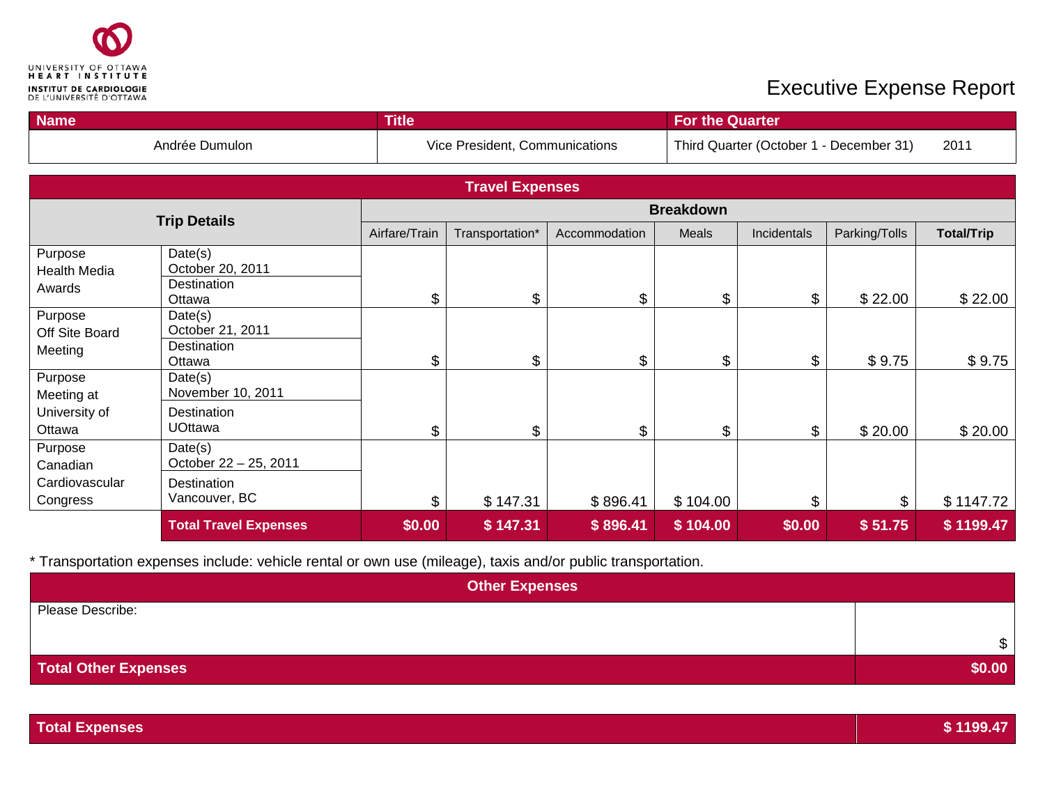UNIVERSITY OF OTTAWA HEART INSTITUTE
INSTITUT DE CARDIOLOGIE DE L'UNIVERSITÉ D'OTTAWA

# Executive Expense Report

| Name | Title | For the Quarter |
|---|---|---|
| Andrée Dumulon | Vice President, Communications | Third Quarter (October 1 - December 31) 2011 |

## Travel Expenses

| Trip Details | | Breakdown | | | | | | |
|---|---|---|---|---|---|---|---|---|
| | | Airfare/Train | Transportation* | Accommodation | Meals | Incidentals | Parking/Tolls | **Total/Trip** |
| Purpose Health Media Awards | Date(s) October 20, 2011 Destination Ottawa | $ | $ | $ | $ | $ | $ 22.00 | $ 22.00 |
| Purpose Off Site Board Meeting | Date(s) October 21, 2011 Destination Ottawa | $ | $ | $ | $ | $ | $ 9.75 | $ 9.75 |
| Purpose Meeting at University of Ottawa | Date(s) November 10, 2011 Destination UOttawa | $ | $ | $ | $ | $ | $ 20.00 | $ 20.00 |
| Purpose Canadian Cardiovascular Congress | Date(s) October 22 – 25, 2011 Destination Vancouver, BC | $ | $ 147.31 | $ 896.41 | $ 104.00 | $ | $ | $ 1147.72 |
| | **Total Travel Expenses** | **$0.00** | **$ 147.31** | **$ 896.41** | **$ 104.00** | **$0.00** | **$ 51.75** | **$ 1199.47** |

* Transportation expenses include: vehicle rental or own use (mileage), taxis and/or public transportation.

## Other Expenses

| Please Describe: | |
|---|---|
| | $ |
| **Total Other Expenses** | **$0.00** |

| **Total Expenses** | **$ 1199.47** |
|---|---|